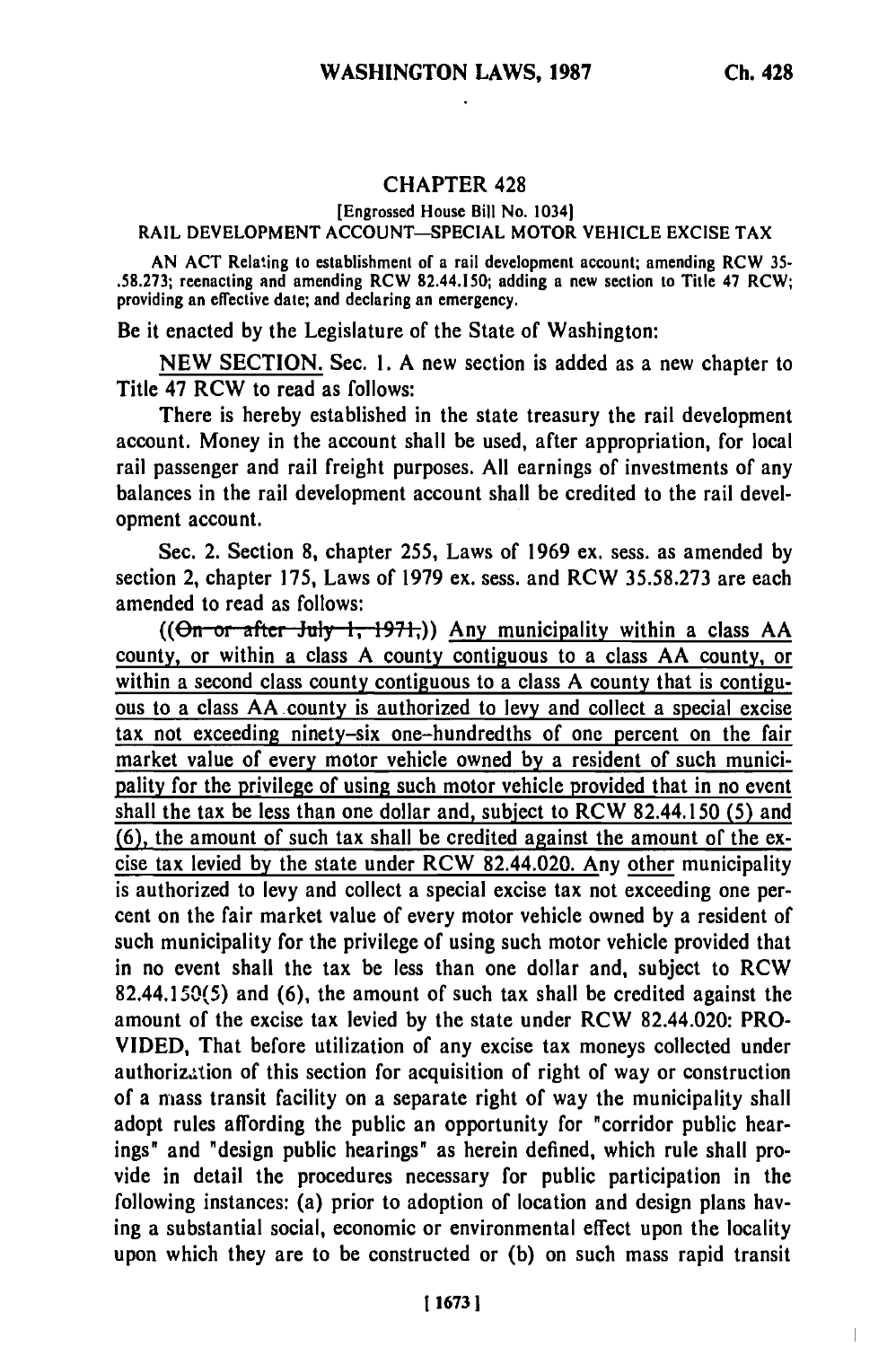# CHAPTER 428

[Engrossed House Bill No. 1034]

RAIL DEVELOPMENT ACCOUNT—SPECIAL MOTOR VEHICLE EXCISE TAX

AN ACT Relating to establishment of a rail development account; amending RCW 35-.58.273; reenacting and amending RCW 82.44.150; adding a new section to Title 47 RCW; providing an effective date; and declaring an emergency.

Be it enacted by the Legislature of the State of Washington:

NEW SECTION. Sec. 1. A new section is added as a new chapter to Title 47 RCW to read as follows:

There is hereby established in the state treasury the rail development account. Money in the account shall be used, after appropriation, for local rail passenger and rail freight purposes. All earnings of investments of any balances in the rail development account shall be credited to the rail development account.

Sec. 2. Section 8, chapter 255, Laws of 1969 ex. sess. as amended by section 2, chapter 175, Laws of 1979 ex. sess. and RCW 35.58.273 are each amended to read as follows:

((~~On or after July 1, 1971,~~)) Any municipality within a class AA county, or within a class A county contiguous to a class AA county, or within a second class county contiguous to a class A county that is contiguous to a class AA county is authorized to levy and collect a special excise tax not exceeding ninety-six one-hundredths of one percent on the fair market value of every motor vehicle owned by a resident of such municipality for the privilege of using such motor vehicle provided that in no event shall the tax be less than one dollar and, subject to RCW 82.44.150 (5) and (6), the amount of such tax shall be credited against the amount of the excise tax levied by the state under RCW 82.44.020. Any other municipality is authorized to levy and collect a special excise tax not exceeding one percent on the fair market value of every motor vehicle owned by a resident of such municipality for the privilege of using such motor vehicle provided that in no event shall the tax be less than one dollar and, subject to RCW 82.44.150(5) and (6), the amount of such tax shall be credited against the amount of the excise tax levied by the state under RCW 82.44.020: PROVIDED, That before utilization of any excise tax moneys collected under authorization of this section for acquisition of right of way or construction of a mass transit facility on a separate right of way the municipality shall adopt rules affording the public an opportunity for "corridor public hearings" and "design public hearings" as herein defined, which rule shall provide in detail the procedures necessary for public participation in the following instances: (a) prior to adoption of location and design plans having a substantial social, economic or environmental effect upon the locality upon which they are to be constructed or (b) on such mass rapid transit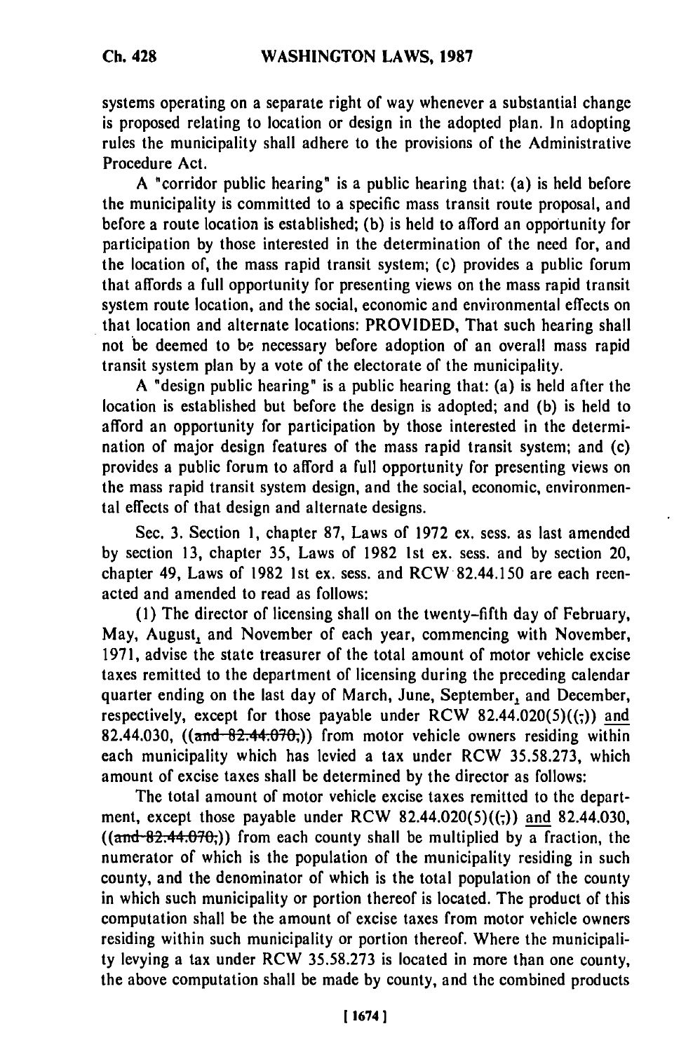systems operating on a separate right of way whenever a substantial change is proposed relating to location or design in the adopted plan. In adopting rules the municipality shall adhere to the provisions of the Administrative Procedure Act.

A "corridor public hearing" is a public hearing that: (a) is held before the municipality is committed to a specific mass transit route proposal, and before a route location is established; (b) is held to afford an opportunity for participation by those interested in the determination of the need for, and the location of, the mass rapid transit system; (c) provides a public forum that affords a full opportunity for presenting views on the mass rapid transit system route location, and the social, economic and environmental effects on that location and alternate locations: PROVIDED, That such hearing shall not be deemed to be necessary before adoption of an overall mass rapid transit system plan by a vote of the electorate of the municipality.

A "design public hearing" is a public hearing that: (a) is held after the location is established but before the design is adopted; and (b) is held to afford an opportunity for participation by those interested in the determination of major design features of the mass rapid transit system; and (c) provides a public forum to afford a full opportunity for presenting views on the mass rapid transit system design, and the social, economic, environmental effects of that design and alternate designs.

Sec. 3. Section 1, chapter 87, Laws of 1972 ex. sess. as last amended by section 13, chapter 35, Laws of 1982 1st ex. sess. and by section 20, chapter 49, Laws of 1982 1st ex. sess. and RCW 82.44.150 are each reenacted and amended to read as follows:

(1) The director of licensing shall on the twenty-fifth day of February, May, August, and November of each year, commencing with November, 1971, advise the state treasurer of the total amount of motor vehicle excise taxes remitted to the department of licensing during the preceding calendar quarter ending on the last day of March, June, September, and December, respectively, except for those payable under RCW 82.44.020(5)((;)) and 82.44.030, ((~~and 82.44.070,~~)) from motor vehicle owners residing within each municipality which has levied a tax under RCW 35.58.273, which amount of excise taxes shall be determined by the director as follows:

The total amount of motor vehicle excise taxes remitted to the department, except those payable under RCW 82.44.020(5)((;)) and 82.44.030, ((~~and 82.44.070,~~)) from each county shall be multiplied by a fraction, the numerator of which is the population of the municipality residing in such county, and the denominator of which is the total population of the county in which such municipality or portion thereof is located. The product of this computation shall be the amount of excise taxes from motor vehicle owners residing within such municipality or portion thereof. Where the municipality levying a tax under RCW 35.58.273 is located in more than one county, the above computation shall be made by county, and the combined products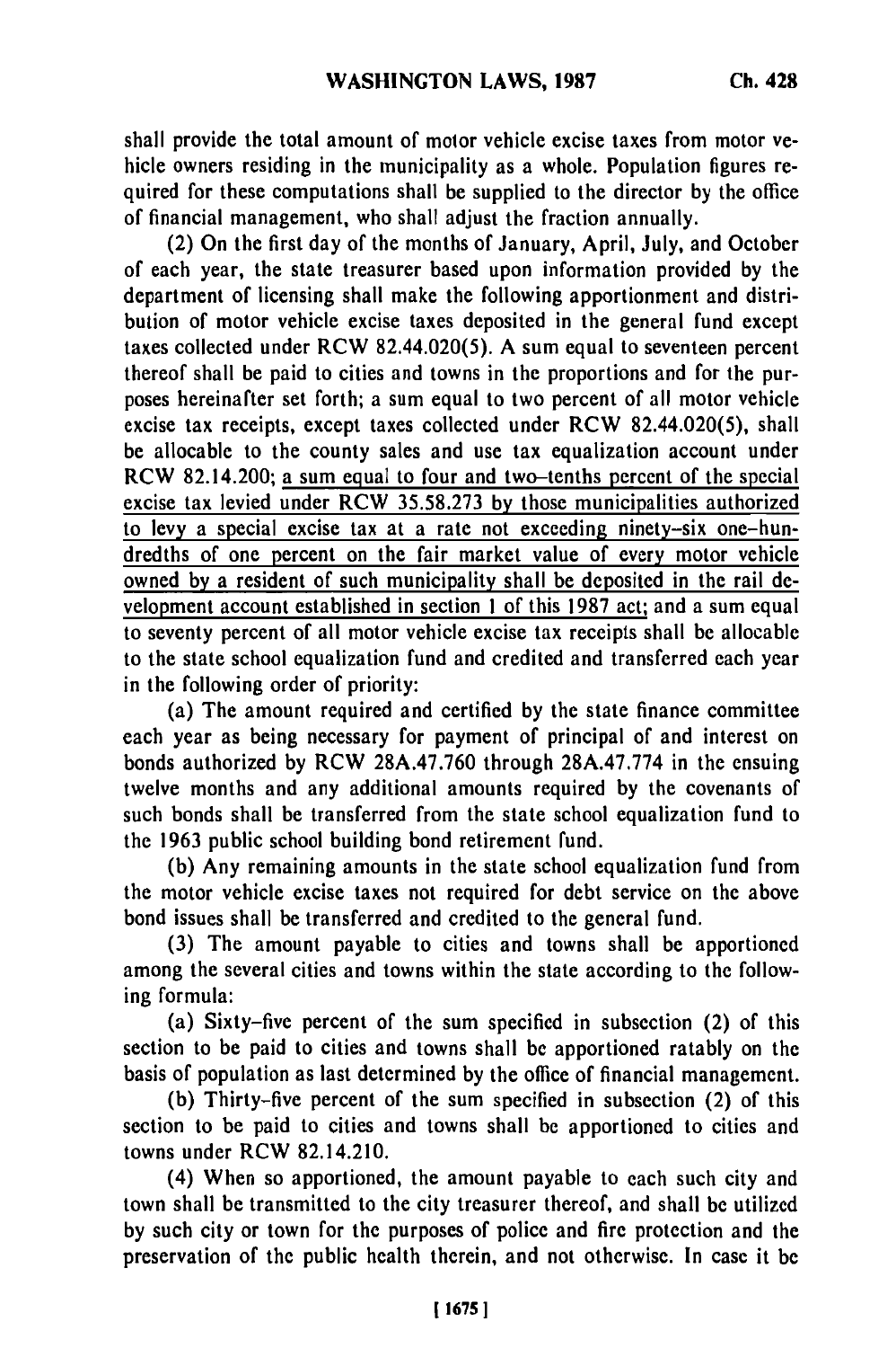shall provide the total amount of motor vehicle excise taxes from motor vehicle owners residing in the municipality as a whole. Population figures required for these computations shall be supplied to the director by the office of financial management, who shall adjust the fraction annually.

(2) On the first day of the months of January, April, July, and October of each year, the state treasurer based upon information provided by the department of licensing shall make the following apportionment and distribution of motor vehicle excise taxes deposited in the general fund except taxes collected under RCW 82.44.020(5). A sum equal to seventeen percent thereof shall be paid to cities and towns in the proportions and for the purposes hereinafter set forth; a sum equal to two percent of all motor vehicle excise tax receipts, except taxes collected under RCW 82.44.020(5), shall be allocable to the county sales and use tax equalization account under RCW 82.14.200; <u>a sum equal to four and two-tenths percent of the special excise tax levied under RCW 35.58.273 by those municipalities authorized to levy a special excise tax at a rate not exceeding ninety-six one-hundredths of one percent on the fair market value of every motor vehicle owned by a resident of such municipality shall be deposited in the rail development account established in section 1 of this 1987 act;</u> and a sum equal to seventy percent of all motor vehicle excise tax receipts shall be allocable to the state school equalization fund and credited and transferred each year in the following order of priority:

(a) The amount required and certified by the state finance committee each year as being necessary for payment of principal of and interest on bonds authorized by RCW 28A.47.760 through 28A.47.774 in the ensuing twelve months and any additional amounts required by the covenants of such bonds shall be transferred from the state school equalization fund to the 1963 public school building bond retirement fund.

(b) Any remaining amounts in the state school equalization fund from the motor vehicle excise taxes not required for debt service on the above bond issues shall be transferred and credited to the general fund.

(3) The amount payable to cities and towns shall be apportioned among the several cities and towns within the state according to the following formula:

(a) Sixty-five percent of the sum specified in subsection (2) of this section to be paid to cities and towns shall be apportioned ratably on the basis of population as last determined by the office of financial management.

(b) Thirty-five percent of the sum specified in subsection (2) of this section to be paid to cities and towns shall be apportioned to cities and towns under RCW 82.14.210.

(4) When so apportioned, the amount payable to each such city and town shall be transmitted to the city treasurer thereof, and shall be utilized by such city or town for the purposes of police and fire protection and the preservation of the public health therein, and not otherwise. In case it be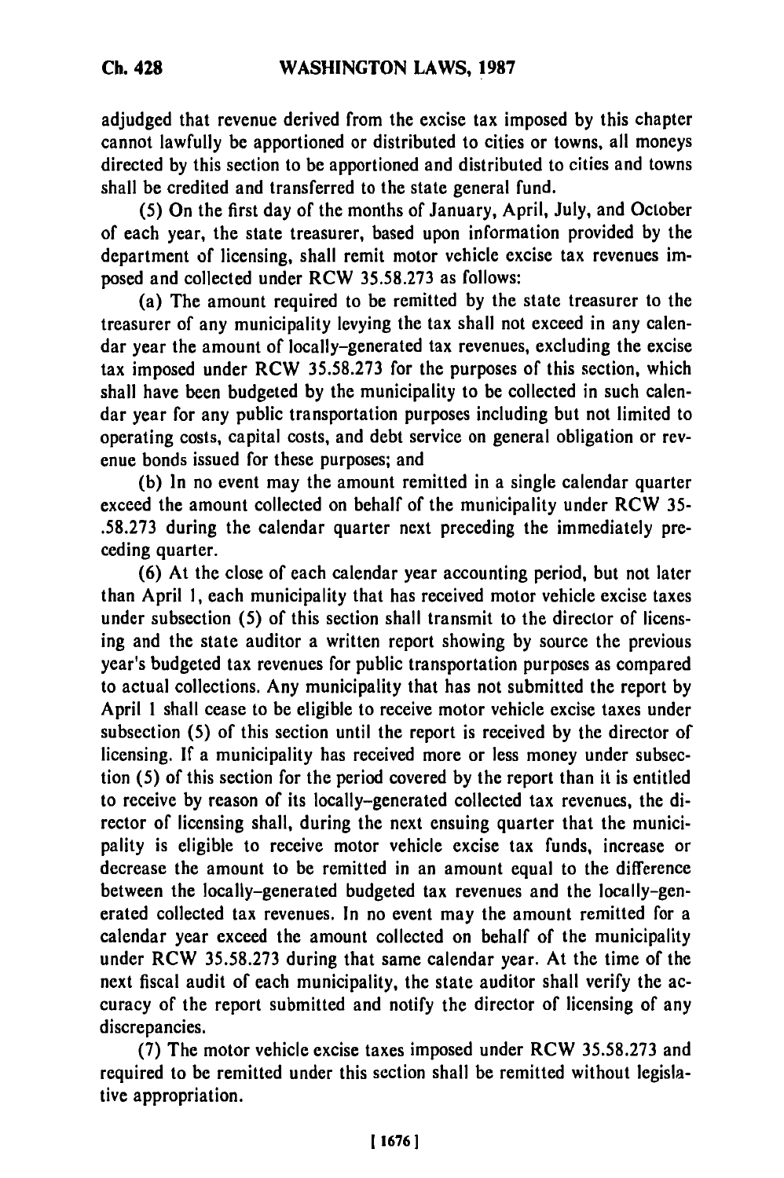adjudged that revenue derived from the excise tax imposed by this chapter cannot lawfully be apportioned or distributed to cities or towns, all moneys directed by this section to be apportioned and distributed to cities and towns shall be credited and transferred to the state general fund.

(5) On the first day of the months of January, April, July, and October of each year, the state treasurer, based upon information provided by the department of licensing, shall remit motor vehicle excise tax revenues imposed and collected under RCW 35.58.273 as follows:

(a) The amount required to be remitted by the state treasurer to the treasurer of any municipality levying the tax shall not exceed in any calendar year the amount of locally-generated tax revenues, excluding the excise tax imposed under RCW 35.58.273 for the purposes of this section, which shall have been budgeted by the municipality to be collected in such calendar year for any public transportation purposes including but not limited to operating costs, capital costs, and debt service on general obligation or revenue bonds issued for these purposes; and

(b) In no event may the amount remitted in a single calendar quarter exceed the amount collected on behalf of the municipality under RCW 35-.58.273 during the calendar quarter next preceding the immediately preceding quarter.

(6) At the close of each calendar year accounting period, but not later than April 1, each municipality that has received motor vehicle excise taxes under subsection (5) of this section shall transmit to the director of licensing and the state auditor a written report showing by source the previous year's budgeted tax revenues for public transportation purposes as compared to actual collections. Any municipality that has not submitted the report by April 1 shall cease to be eligible to receive motor vehicle excise taxes under subsection (5) of this section until the report is received by the director of licensing. If a municipality has received more or less money under subsection (5) of this section for the period covered by the report than it is entitled to receive by reason of its locally-generated collected tax revenues, the director of licensing shall, during the next ensuing quarter that the municipality is eligible to receive motor vehicle excise tax funds, increase or decrease the amount to be remitted in an amount equal to the difference between the locally-generated budgeted tax revenues and the locally-generated collected tax revenues. In no event may the amount remitted for a calendar year exceed the amount collected on behalf of the municipality under RCW 35.58.273 during that same calendar year. At the time of the next fiscal audit of each municipality, the state auditor shall verify the accuracy of the report submitted and notify the director of licensing of any discrepancies.

(7) The motor vehicle excise taxes imposed under RCW 35.58.273 and required to be remitted under this section shall be remitted without legislative appropriation.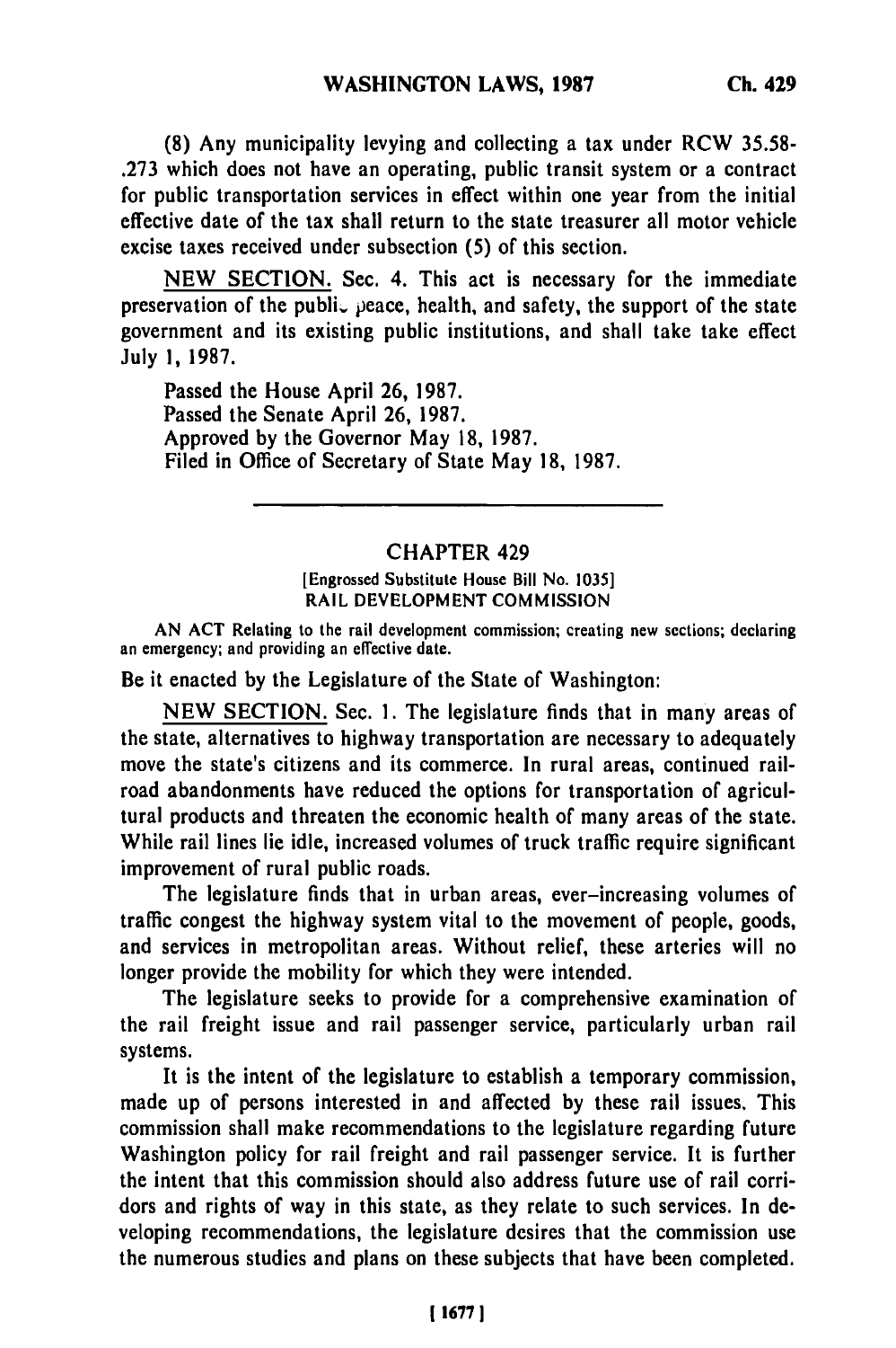(8) Any municipality levying and collecting a tax under RCW 35.58-.273 which does not have an operating, public transit system or a contract for public transportation services in effect within one year from the initial effective date of the tax shall return to the state treasurer all motor vehicle excise taxes received under subsection (5) of this section.

NEW SECTION. Sec. 4. This act is necessary for the immediate preservation of the publi. peace, health, and safety, the support of the state government and its existing public institutions, and shall take take effect July 1, 1987.

Passed the House April 26, 1987.
Passed the Senate April 26, 1987.
Approved by the Governor May 18, 1987.
Filed in Office of Secretary of State May 18, 1987.

---

## CHAPTER 429

[Engrossed Substitute House Bill No. 1035]
RAIL DEVELOPMENT COMMISSION

AN ACT Relating to the rail development commission; creating new sections; declaring an emergency; and providing an effective date.

Be it enacted by the Legislature of the State of Washington:

NEW SECTION. Sec. 1. The legislature finds that in many areas of the state, alternatives to highway transportation are necessary to adequately move the state's citizens and its commerce. In rural areas, continued railroad abandonments have reduced the options for transportation of agricultural products and threaten the economic health of many areas of the state. While rail lines lie idle, increased volumes of truck traffic require significant improvement of rural public roads.

The legislature finds that in urban areas, ever-increasing volumes of traffic congest the highway system vital to the movement of people, goods, and services in metropolitan areas. Without relief, these arteries will no longer provide the mobility for which they were intended.

The legislature seeks to provide for a comprehensive examination of the rail freight issue and rail passenger service, particularly urban rail systems.

It is the intent of the legislature to establish a temporary commission, made up of persons interested in and affected by these rail issues. This commission shall make recommendations to the legislature regarding future Washington policy for rail freight and rail passenger service. It is further the intent that this commission should also address future use of rail corridors and rights of way in this state, as they relate to such services. In developing recommendations, the legislature desires that the commission use the numerous studies and plans on these subjects that have been completed.